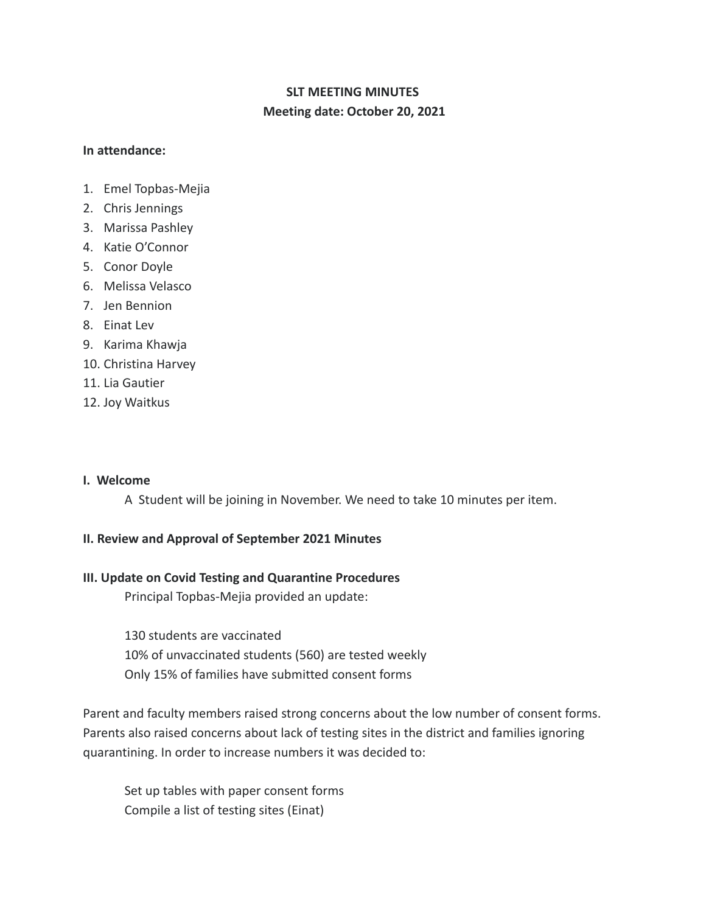**SLT MEETING MINUTES**

**Meeting date: October 20, 2021**

**In attendance:**

1. Emel Topbas-Mejia
2. Chris Jennings
3. Marissa Pashley
4. Katie O'Connor
5. Conor Doyle
6. Melissa Velasco
7. Jen Bennion
8. Einat Lev
9. Karima Khawja
10. Christina Harvey
11. Lia Gautier
12. Joy Waitkus

**I. Welcome**

A Student will be joining in November. We need to take 10 minutes per item.

**II. Review and Approval of September 2021 Minutes**

**III. Update on Covid Testing and Quarantine Procedures**

Principal Topbas-Mejia provided an update:

130 students are vaccinated
10% of unvaccinated students (560) are tested weekly
Only 15% of families have submitted consent forms

Parent and faculty members raised strong concerns about the low number of consent forms. Parents also raised concerns about lack of testing sites in the district and families ignoring quarantining. In order to increase numbers it was decided to:

Set up tables with paper consent forms
Compile a list of testing sites (Einat)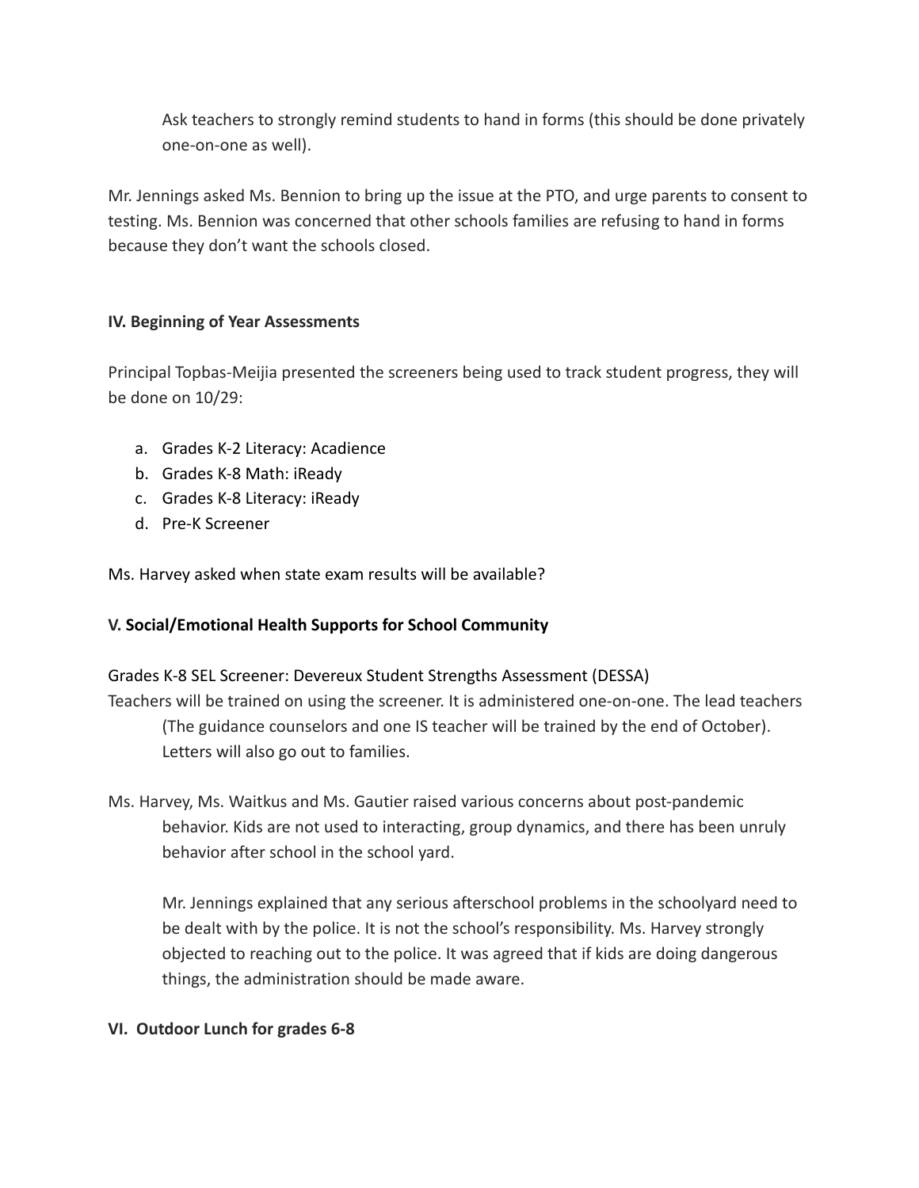Ask teachers to strongly remind students to hand in forms (this should be done privately one-on-one as well).

Mr. Jennings asked Ms. Bennion to bring up the issue at the PTO, and urge parents to consent to testing. Ms. Bennion was concerned that other schools families are refusing to hand in forms because they don't want the schools closed.

**IV. Beginning of Year Assessments**

Principal Topbas-Meijia presented the screeners being used to track student progress, they will be done on 10/29:

a. Grades K-2 Literacy: Acadience
b. Grades K-8 Math: iReady
c. Grades K-8 Literacy: iReady
d. Pre-K Screener

Ms. Harvey asked when state exam results will be available?

**V. Social/Emotional Health Supports for School Community**

Grades K-8 SEL Screener: Devereux Student Strengths Assessment (DESSA)
Teachers will be trained on using the screener. It is administered one-on-one. The lead teachers (The guidance counselors and one IS teacher will be trained by the end of October). Letters will also go out to families.

Ms. Harvey, Ms. Waitkus and Ms. Gautier raised various concerns about post-pandemic behavior. Kids are not used to interacting, group dynamics, and there has been unruly behavior after school in the school yard.

Mr. Jennings explained that any serious afterschool problems in the schoolyard need to be dealt with by the police. It is not the school's responsibility. Ms. Harvey strongly objected to reaching out to the police. It was agreed that if kids are doing dangerous things, the administration should be made aware.

**VI. Outdoor Lunch for grades 6-8**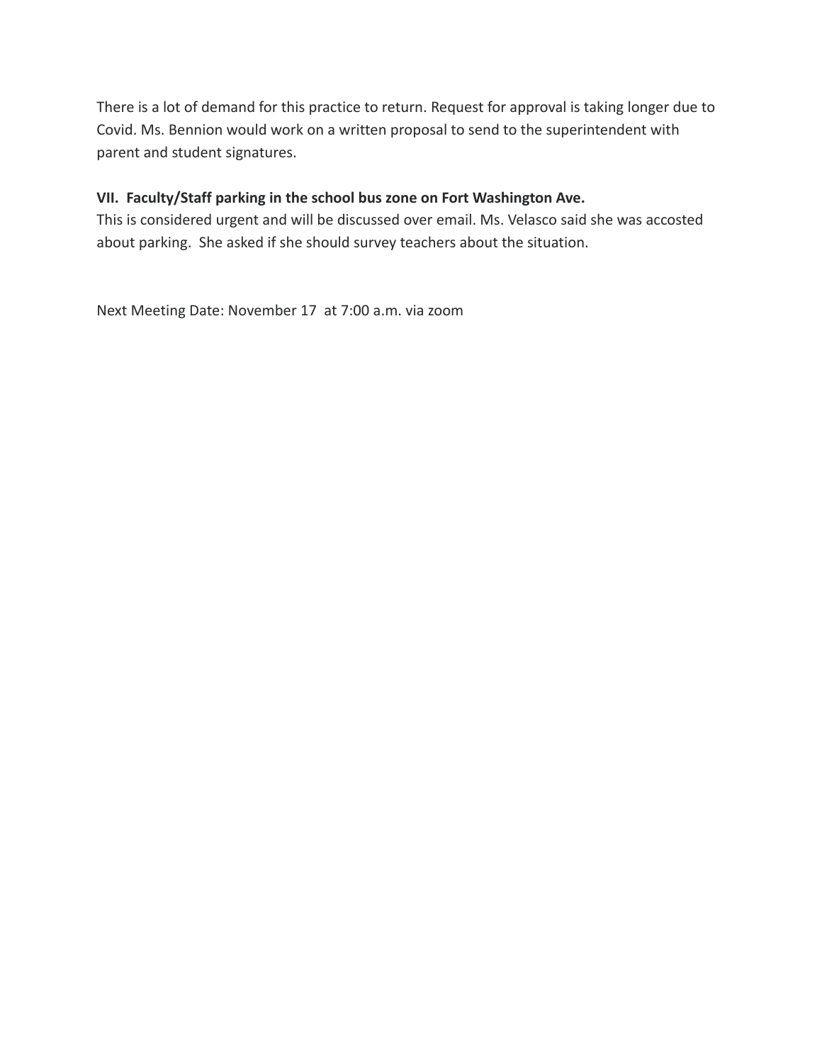There is a lot of demand for this practice to return. Request for approval is taking longer due to Covid. Ms. Bennion would work on a written proposal to send to the superintendent with parent and student signatures.

**VII. Faculty/Staff parking in the school bus zone on Fort Washington Ave.**

This is considered urgent and will be discussed over email. Ms. Velasco said she was accosted about parking. She asked if she should survey teachers about the situation.

Next Meeting Date: November 17 at 7:00 a.m. via zoom